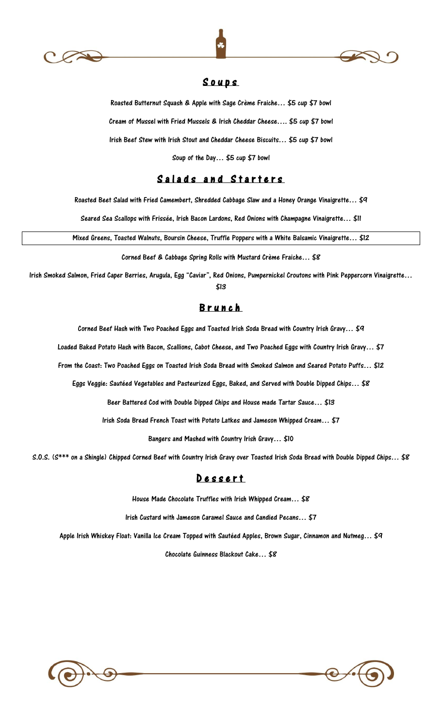## Soups

Roasted Butternut Squash & Apple with Sage Crème Fraiche… $5 cup $7 bowl

Cream of Mussel with Fried Mussels & Irish Cheddar Cheese…. $5 cup $7 bowl

Irish Beef Stew with Irish Stout and Cheddar Cheese Biscuits… $5 cup $7 bowl

Soup of the Day… $5 cup $7 bowl

## Salads and Starters

Roasted Beet Salad with Fried Camembert, Shredded Cabbage Slaw and a Honey Orange Vinaigrette… $9

Seared Sea Scallops with Frissée, Irish Bacon Lardons, Red Onions with Champagne Vinaigrette… $11

Mixed Greens, Toasted Walnuts, Boursin Cheese, Truffle Poppers with a White Balsamic Vinaigrette… $12

Corned Beef & Cabbage Spring Rolls with Mustard Crème Fraiche… $8

Irish Smoked Salmon, Fried Caper Berries, Arugula, Egg "Caviar", Red Onions, Pumpernickel Croutons with Pink Peppercorn Vinaigrette… $13

## Brunch

Corned Beef Hash with Two Poached Eggs and Toasted Irish Soda Bread with Country Irish Gravy… $9

Loaded Baked Potato Hash with Bacon, Scallions, Cabot Cheese, and Two Poached Eggs with Country Irish Gravy… $7

From the Coast: Two Poached Eggs on Toasted Irish Soda Bread with Smoked Salmon and Seared Potato Puffs… $12

Eggs Veggie: Sautéed Vegetables and Pasteurized Eggs, Baked, and Served with Double Dipped Chips… $8

Beer Battered Cod with Double Dipped Chips and House made Tartar Sauce… $13

Irish Soda Bread French Toast with Potato Latkes and Jameson Whipped Cream… $7

Bangers and Mashed with Country Irish Gravy… $10

S.O.S. (S*** on a Shingle) Chipped Corned Beef with Country Irish Gravy over Toasted Irish Soda Bread with Double Dipped Chips… $8

## Dessert

House Made Chocolate Truffles with Irish Whipped Cream… $8

Irish Custard with Jameson Caramel Sauce and Candied Pecans… $7

Apple Irish Whiskey Float: Vanilla Ice Cream Topped with Sautéed Apples, Brown Sugar, Cinnamon and Nutmeg… $9

Chocolate Guinness Blackout Cake… $8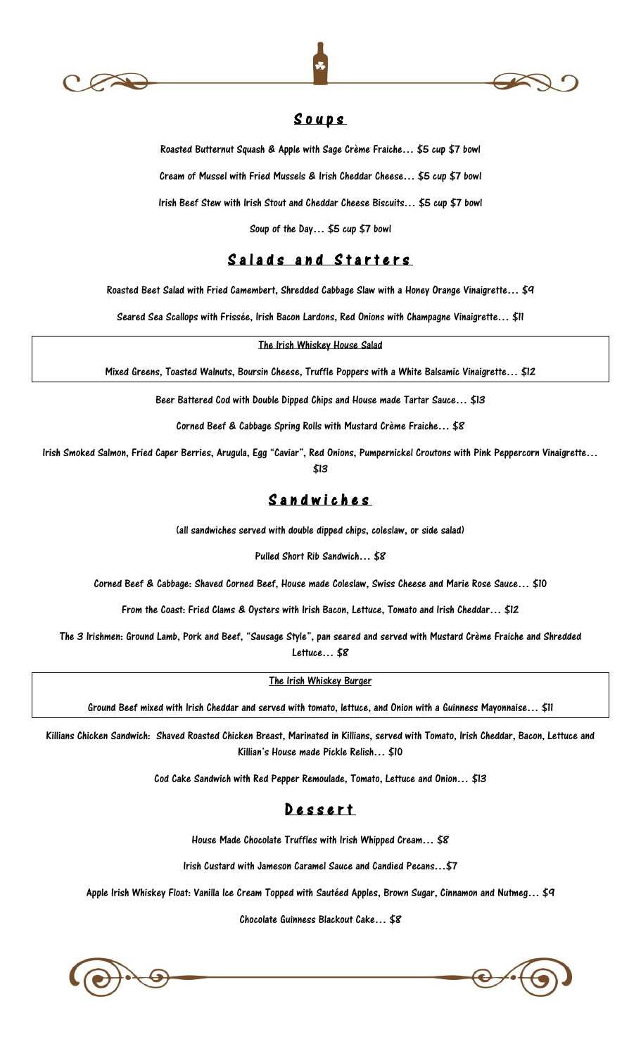## Soups

Roasted Butternut Squash & Apple with Sage Crème Fraiche… $5 cup $7 bowl

Cream of Mussel with Fried Mussels & Irish Cheddar Cheese… $5 cup $7 bowl

Irish Beef Stew with Irish Stout and Cheddar Cheese Biscuits… $5 cup $7 bowl

Soup of the Day… $5 cup $7 bowl

## Salads and Starters

Roasted Beet Salad with Fried Camembert, Shredded Cabbage Slaw with a Honey Orange Vinaigrette… $9

Seared Sea Scallops with Frissée, Irish Bacon Lardons, Red Onions with Champagne Vinaigrette… $11

**The Irish Whiskey House Salad**

Mixed Greens, Toasted Walnuts, Boursin Cheese, Truffle Poppers with a White Balsamic Vinaigrette… $12

Beer Battered Cod with Double Dipped Chips and House made Tartar Sauce… $13

Corned Beef & Cabbage Spring Rolls with Mustard Crème Fraiche… $8

Irish Smoked Salmon, Fried Caper Berries, Arugula, Egg "Caviar", Red Onions, Pumpernickel Croutons with Pink Peppercorn Vinaigrette… $13

## Sandwiches

(all sandwiches served with double dipped chips, coleslaw, or side salad)

Pulled Short Rib Sandwich… $8

Corned Beef & Cabbage: Shaved Corned Beef, House made Coleslaw, Swiss Cheese and Marie Rose Sauce… $10

From the Coast: Fried Clams & Oysters with Irish Bacon, Lettuce, Tomato and Irish Cheddar… $12

The 3 Irishmen: Ground Lamb, Pork and Beef, "Sausage Style", pan seared and served with Mustard Crème Fraiche and Shredded Lettuce… $8

**The Irish Whiskey Burger**

Ground Beef mixed with Irish Cheddar and served with tomato, lettuce, and Onion with a Guinness Mayonnaise… $11

Killians Chicken Sandwich: Shaved Roasted Chicken Breast, Marinated in Killians, served with Tomato, Irish Cheddar, Bacon, Lettuce and Killian's House made Pickle Relish… $10

Cod Cake Sandwich with Red Pepper Remoulade, Tomato, Lettuce and Onion… $13

## Dessert

House Made Chocolate Truffles with Irish Whipped Cream… $8

Irish Custard with Jameson Caramel Sauce and Candied Pecans…$7

Apple Irish Whiskey Float: Vanilla Ice Cream Topped with Sautéed Apples, Brown Sugar, Cinnamon and Nutmeg… $9

Chocolate Guinness Blackout Cake… $8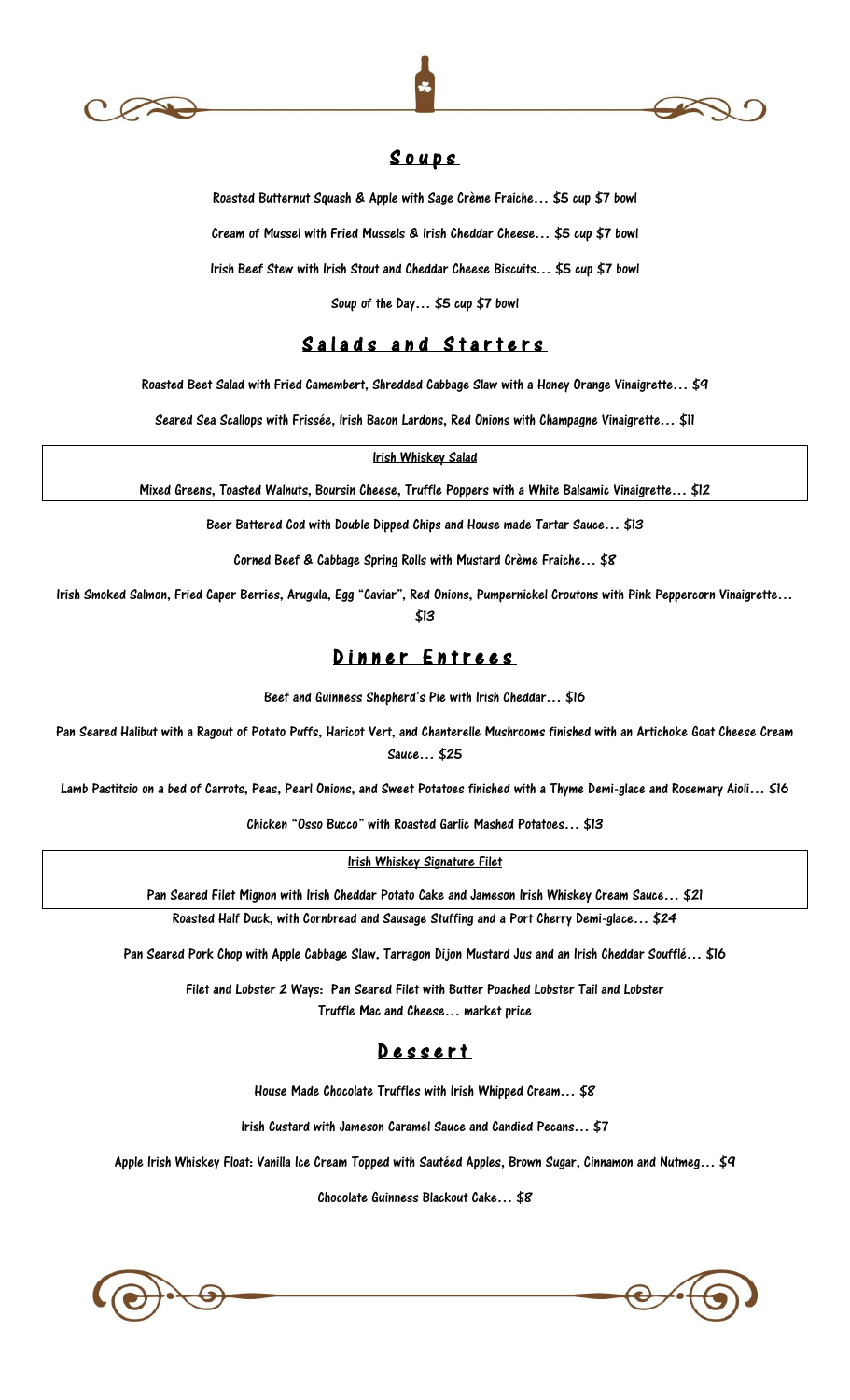## Soups

Roasted Butternut Squash & Apple with Sage Crème Fraiche… $5 cup $7 bowl

Cream of Mussel with Fried Mussels & Irish Cheddar Cheese… $5 cup $7 bowl

Irish Beef Stew with Irish Stout and Cheddar Cheese Biscuits… $5 cup $7 bowl

Soup of the Day… $5 cup $7 bowl

## Salads and Starters

Roasted Beet Salad with Fried Camembert, Shredded Cabbage Slaw with a Honey Orange Vinaigrette… $9

Seared Sea Scallops with Frissée, Irish Bacon Lardons, Red Onions with Champagne Vinaigrette… $11

**Irish Whiskey Salad**

Mixed Greens, Toasted Walnuts, Boursin Cheese, Truffle Poppers with a White Balsamic Vinaigrette… $12

Beer Battered Cod with Double Dipped Chips and House made Tartar Sauce… $13

Corned Beef & Cabbage Spring Rolls with Mustard Crème Fraiche… $8

Irish Smoked Salmon, Fried Caper Berries, Arugula, Egg "Caviar", Red Onions, Pumpernickel Croutons with Pink Peppercorn Vinaigrette… $13

## Dinner Entrees

Beef and Guinness Shepherd's Pie with Irish Cheddar… $16

Pan Seared Halibut with a Ragout of Potato Puffs, Haricot Vert, and Chanterelle Mushrooms finished with an Artichoke Goat Cheese Cream Sauce… $25

Lamb Pastitsio on a bed of Carrots, Peas, Pearl Onions, and Sweet Potatoes finished with a Thyme Demi-glace and Rosemary Aioli… $16

Chicken "Osso Bucco" with Roasted Garlic Mashed Potatoes… $13

**Irish Whiskey Signature Filet**

Pan Seared Filet Mignon with Irish Cheddar Potato Cake and Jameson Irish Whiskey Cream Sauce… $21

Roasted Half Duck, with Cornbread and Sausage Stuffing and a Port Cherry Demi-glace… $24

Pan Seared Pork Chop with Apple Cabbage Slaw, Tarragon Dijon Mustard Jus and an Irish Cheddar Soufflé… $16

Filet and Lobster 2 Ways: Pan Seared Filet with Butter Poached Lobster Tail and Lobster Truffle Mac and Cheese… market price

## Dessert

House Made Chocolate Truffles with Irish Whipped Cream… $8

Irish Custard with Jameson Caramel Sauce and Candied Pecans… $7

Apple Irish Whiskey Float: Vanilla Ice Cream Topped with Sautéed Apples, Brown Sugar, Cinnamon and Nutmeg… $9

Chocolate Guinness Blackout Cake… $8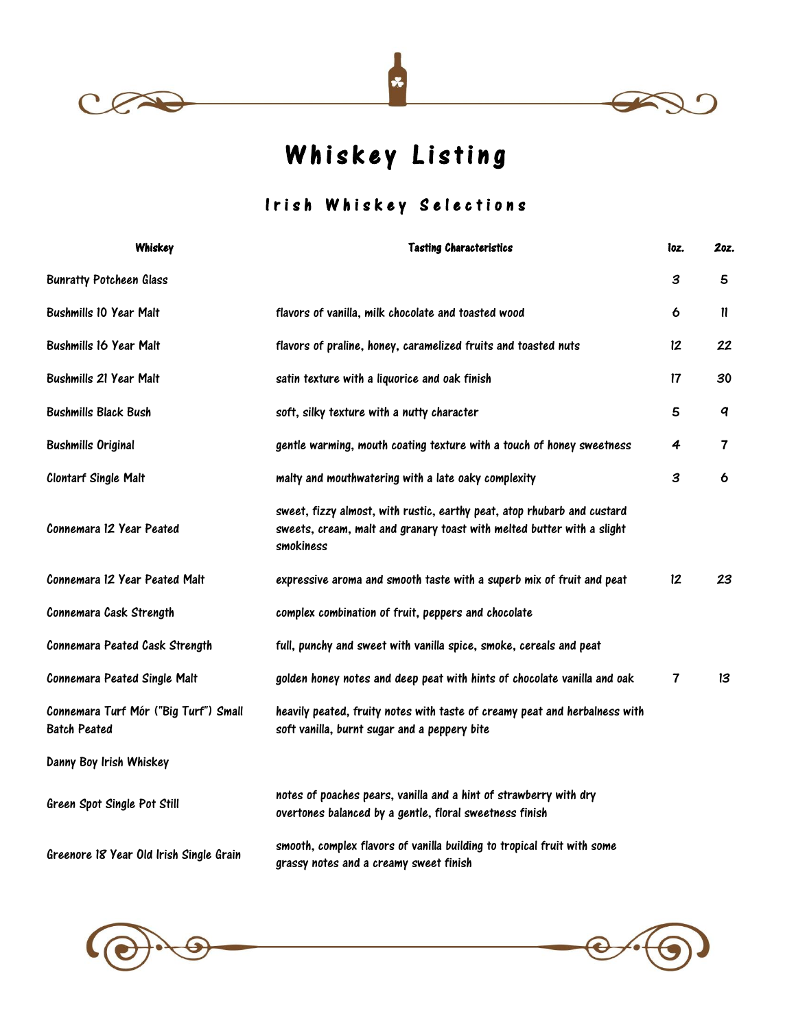# Whiskey Listing

## Irish Whiskey Selections

| Whiskey | Tasting Characteristics | 1oz. | 2oz. |
|---|---|---|---|
| Bunratty Potcheen Glass | | 3 | 5 |
| Bushmills 10 Year Malt | flavors of vanilla, milk chocolate and toasted wood | 6 | 11 |
| Bushmills 16 Year Malt | flavors of praline, honey, caramelized fruits and toasted nuts | 12 | 22 |
| Bushmills 21 Year Malt | satin texture with a liquorice and oak finish | 17 | 30 |
| Bushmills Black Bush | soft, silky texture with a nutty character | 5 | 9 |
| Bushmills Original | gentle warming, mouth coating texture with a touch of honey sweetness | 4 | 7 |
| Clontarf Single Malt | malty and mouthwatering with a late oaky complexity | 3 | 6 |
| Connemara 12 Year Peated | sweet, fizzy almost, with rustic, earthy peat, atop rhubarb and custard sweets, cream, malt and granary toast with melted butter with a slight smokiness | | |
| Connemara 12 Year Peated Malt | expressive aroma and smooth taste with a superb mix of fruit and peat | 12 | 23 |
| Connemara Cask Strength | complex combination of fruit, peppers and chocolate | | |
| Connemara Peated Cask Strength | full, punchy and sweet with vanilla spice, smoke, cereals and peat | | |
| Connemara Peated Single Malt | golden honey notes and deep peat with hints of chocolate vanilla and oak | 7 | 13 |
| Connemara Turf Mór ("Big Turf") Small Batch Peated | heavily peated, fruity notes with taste of creamy peat and herbalness with soft vanilla, burnt sugar and a peppery bite | | |
| Danny Boy Irish Whiskey | | | |
| Green Spot Single Pot Still | notes of poaches pears, vanilla and a hint of strawberry with dry overtones balanced by a gentle, floral sweetness finish | | |
| Greenore 18 Year Old Irish Single Grain | smooth, complex flavors of vanilla building to tropical fruit with some grassy notes and a creamy sweet finish | | |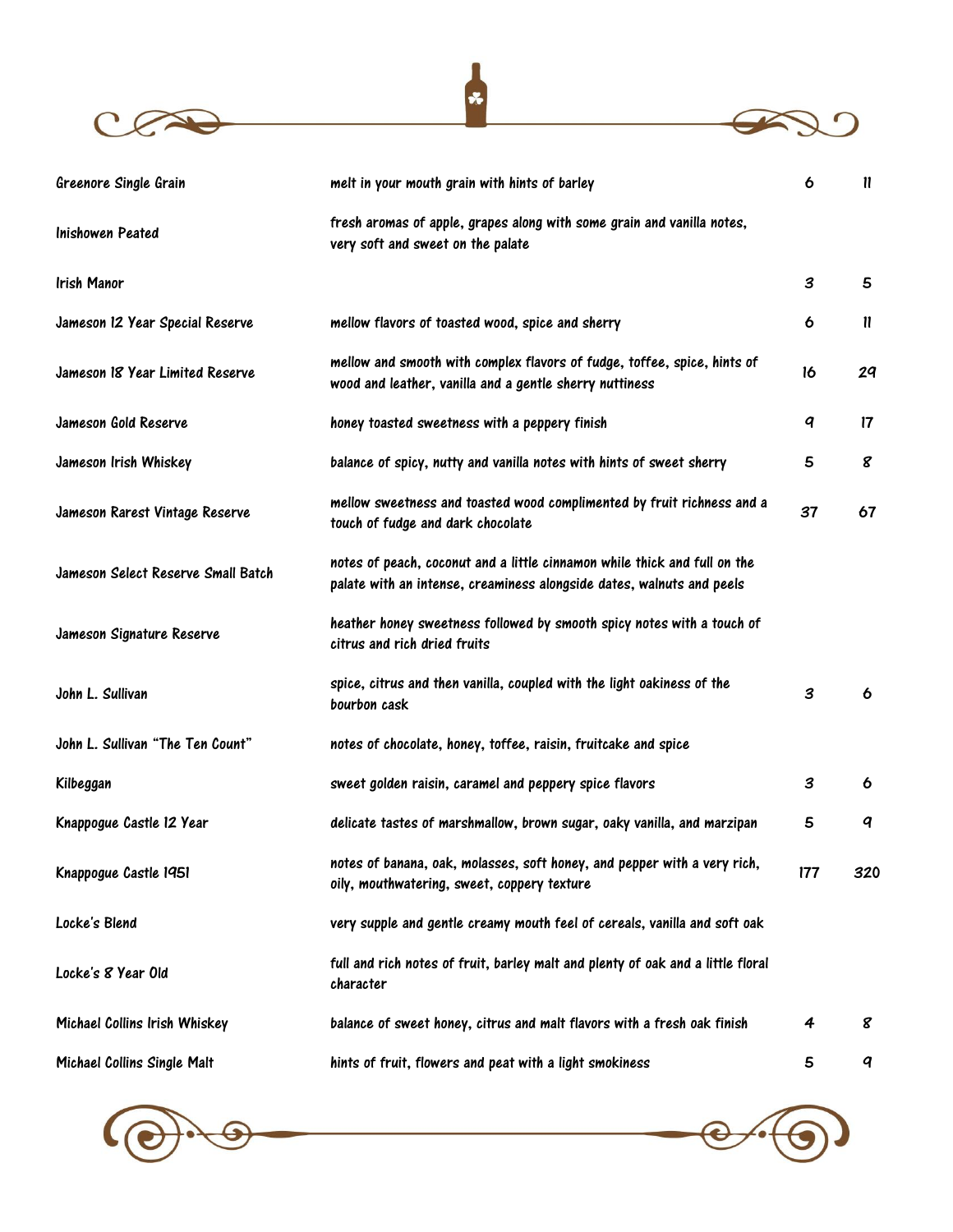| | | | |
|---|---|---|---|
| Greenore Single Grain | melt in your mouth grain with hints of barley | 6 | 11 |
| Inishowen Peated | fresh aromas of apple, grapes along with some grain and vanilla notes, very soft and sweet on the palate | | |
| Irish Manor | | 3 | 5 |
| Jameson 12 Year Special Reserve | mellow flavors of toasted wood, spice and sherry | 6 | 11 |
| Jameson 18 Year Limited Reserve | mellow and smooth with complex flavors of fudge, toffee, spice, hints of wood and leather, vanilla and a gentle sherry nuttiness | 16 | 29 |
| Jameson Gold Reserve | honey toasted sweetness with a peppery finish | 9 | 17 |
| Jameson Irish Whiskey | balance of spicy, nutty and vanilla notes with hints of sweet sherry | 5 | 8 |
| Jameson Rarest Vintage Reserve | mellow sweetness and toasted wood complimented by fruit richness and a touch of fudge and dark chocolate | 37 | 67 |
| Jameson Select Reserve Small Batch | notes of peach, coconut and a little cinnamon while thick and full on the palate with an intense, creaminess alongside dates, walnuts and peels | | |
| Jameson Signature Reserve | heather honey sweetness followed by smooth spicy notes with a touch of citrus and rich dried fruits | | |
| John L. Sullivan | spice, citrus and then vanilla, coupled with the light oakiness of the bourbon cask | 3 | 6 |
| John L. Sullivan "The Ten Count" | notes of chocolate, honey, toffee, raisin, fruitcake and spice | | |
| Kilbeggan | sweet golden raisin, caramel and peppery spice flavors | 3 | 6 |
| Knappogue Castle 12 Year | delicate tastes of marshmallow, brown sugar, oaky vanilla, and marzipan | 5 | 9 |
| Knappogue Castle 1951 | notes of banana, oak, molasses, soft honey, and pepper with a very rich, oily, mouthwatering, sweet, coppery texture | 177 | 320 |
| Locke's Blend | very supple and gentle creamy mouth feel of cereals, vanilla and soft oak | | |
| Locke's 8 Year Old | full and rich notes of fruit, barley malt and plenty of oak and a little floral character | | |
| Michael Collins Irish Whiskey | balance of sweet honey, citrus and malt flavors with a fresh oak finish | 4 | 8 |
| Michael Collins Single Malt | hints of fruit, flowers and peat with a light smokiness | 5 | 9 |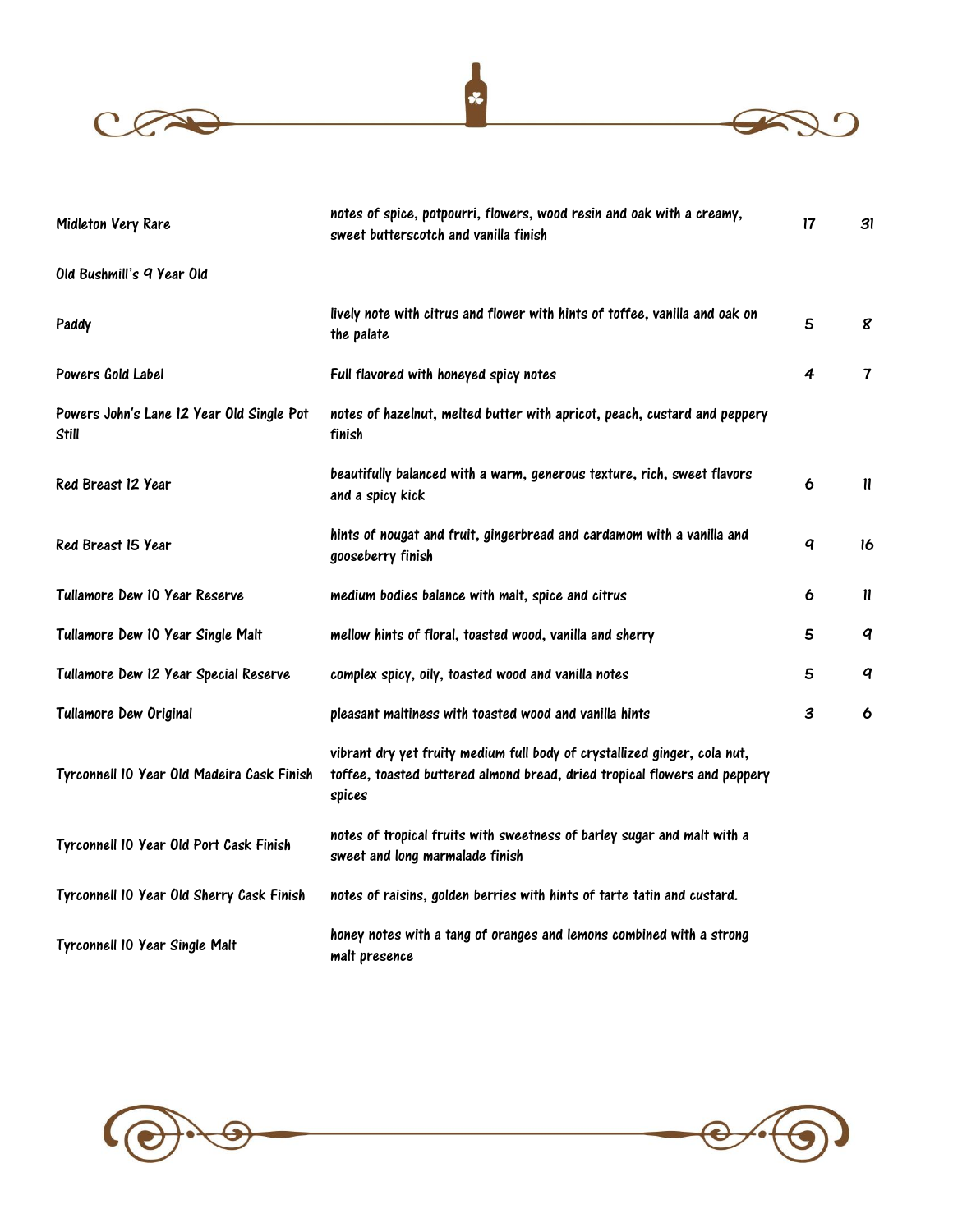| | | | |
|---|---|---|---|
| Midleton Very Rare | notes of spice, potpourri, flowers, wood resin and oak with a creamy, sweet butterscotch and vanilla finish | 17 | 31 |
| Old Bushmill's 9 Year Old | | | |
| Paddy | lively note with citrus and flower with hints of toffee, vanilla and oak on the palate | 5 | 8 |
| Powers Gold Label | Full flavored with honeyed spicy notes | 4 | 7 |
| Powers John's Lane 12 Year Old Single Pot Still | notes of hazelnut, melted butter with apricot, peach, custard and peppery finish | | |
| Red Breast 12 Year | beautifully balanced with a warm, generous texture, rich, sweet flavors and a spicy kick | 6 | 11 |
| Red Breast 15 Year | hints of nougat and fruit, gingerbread and cardamom with a vanilla and gooseberry finish | 9 | 16 |
| Tullamore Dew 10 Year Reserve | medium bodies balance with malt, spice and citrus | 6 | 11 |
| Tullamore Dew 10 Year Single Malt | mellow hints of floral, toasted wood, vanilla and sherry | 5 | 9 |
| Tullamore Dew 12 Year Special Reserve | complex spicy, oily, toasted wood and vanilla notes | 5 | 9 |
| Tullamore Dew Original | pleasant maltiness with toasted wood and vanilla hints | 3 | 6 |
| Tyrconnell 10 Year Old Madeira Cask Finish | vibrant dry yet fruity medium full body of crystallized ginger, cola nut, toffee, toasted buttered almond bread, dried tropical flowers and peppery spices | | |
| Tyrconnell 10 Year Old Port Cask Finish | notes of tropical fruits with sweetness of barley sugar and malt with a sweet and long marmalade finish | | |
| Tyrconnell 10 Year Old Sherry Cask Finish | notes of raisins, golden berries with hints of tarte tatin and custard. | | |
| Tyrconnell 10 Year Single Malt | honey notes with a tang of oranges and lemons combined with a strong malt presence | | |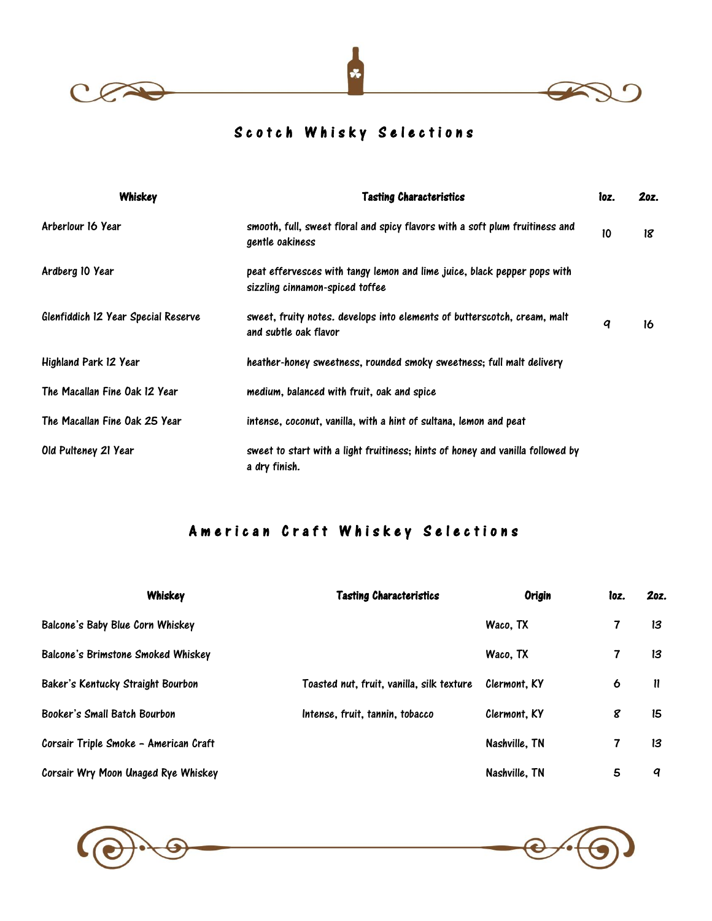## Scotch Whisky Selections

| Whiskey | Tasting Characteristics | 1oz. | 2oz. |
|---|---|---|---|
| Arberlour 16 Year | smooth, full, sweet floral and spicy flavors with a soft plum fruitiness and gentle oakiness | 10 | 18 |
| Ardberg 10 Year | peat effervesces with tangy lemon and lime juice, black pepper pops with sizzling cinnamon-spiced toffee | | |
| Glenfiddich 12 Year Special Reserve | sweet, fruity notes. develops into elements of butterscotch, cream, malt and subtle oak flavor | 9 | 16 |
| Highland Park 12 Year | heather-honey sweetness, rounded smoky sweetness; full malt delivery | | |
| The Macallan Fine Oak 12 Year | medium, balanced with fruit, oak and spice | | |
| The Macallan Fine Oak 25 Year | intense, coconut, vanilla, with a hint of sultana, lemon and peat | | |
| Old Pulteney 21 Year | sweet to start with a light fruitiness; hints of honey and vanilla followed by a dry finish. | | |

## American Craft Whiskey Selections

| Whiskey | Tasting Characteristics | Origin | 1oz. | 2oz. |
|---|---|---|---|---|
| Balcone's Baby Blue Corn Whiskey | | Waco, TX | 7 | 13 |
| Balcone's Brimstone Smoked Whiskey | | Waco, TX | 7 | 13 |
| Baker's Kentucky Straight Bourbon | Toasted nut, fruit, vanilla, silk texture | Clermont, KY | 6 | 11 |
| Booker's Small Batch Bourbon | Intense, fruit, tannin, tobacco | Clermont, KY | 8 | 15 |
| Corsair Triple Smoke - American Craft | | Nashville, TN | 7 | 13 |
| Corsair Wry Moon Unaged Rye Whiskey | | Nashville, TN | 5 | 9 |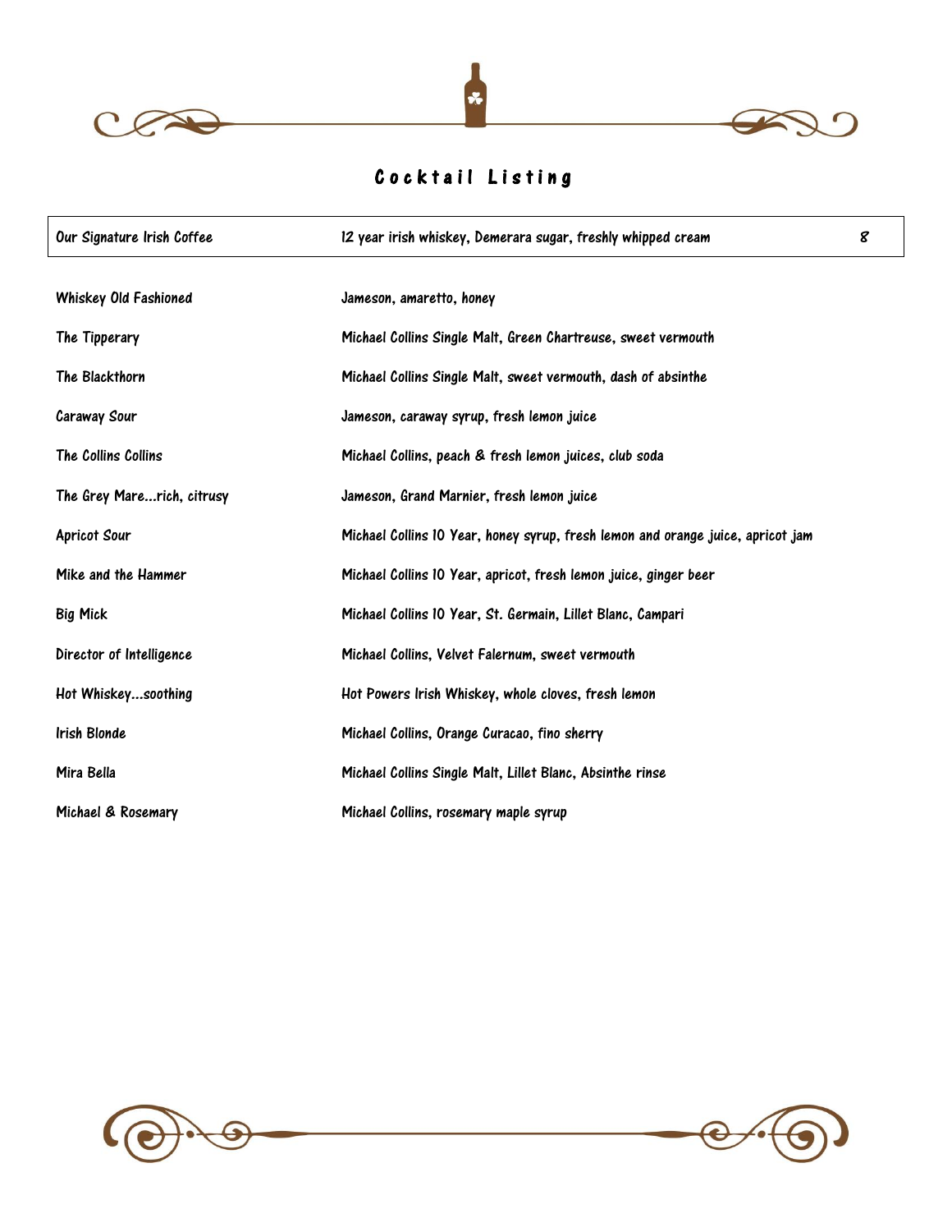# Cocktail Listing

| Our Signature Irish Coffee | 12 year irish whiskey, Demerara sugar, freshly whipped cream | 8 |
|---|---|---|

| | |
|---|---|
| Whiskey Old Fashioned | Jameson, amaretto, honey |
| The Tipperary | Michael Collins Single Malt, Green Chartreuse, sweet vermouth |
| The Blackthorn | Michael Collins Single Malt, sweet vermouth, dash of absinthe |
| Caraway Sour | Jameson, caraway syrup, fresh lemon juice |
| The Collins Collins | Michael Collins, peach & fresh lemon juices, club soda |
| The Grey Mare...rich, citrusy | Jameson, Grand Marnier, fresh lemon juice |
| Apricot Sour | Michael Collins 10 Year, honey syrup, fresh lemon and orange juice, apricot jam |
| Mike and the Hammer | Michael Collins 10 Year, apricot, fresh lemon juice, ginger beer |
| Big Mick | Michael Collins 10 Year, St. Germain, Lillet Blanc, Campari |
| Director of Intelligence | Michael Collins, Velvet Falernum, sweet vermouth |
| Hot Whiskey...soothing | Hot Powers Irish Whiskey, whole cloves, fresh lemon |
| Irish Blonde | Michael Collins, Orange Curacao, fino sherry |
| Mira Bella | Michael Collins Single Malt, Lillet Blanc, Absinthe rinse |
| Michael & Rosemary | Michael Collins, rosemary maple syrup |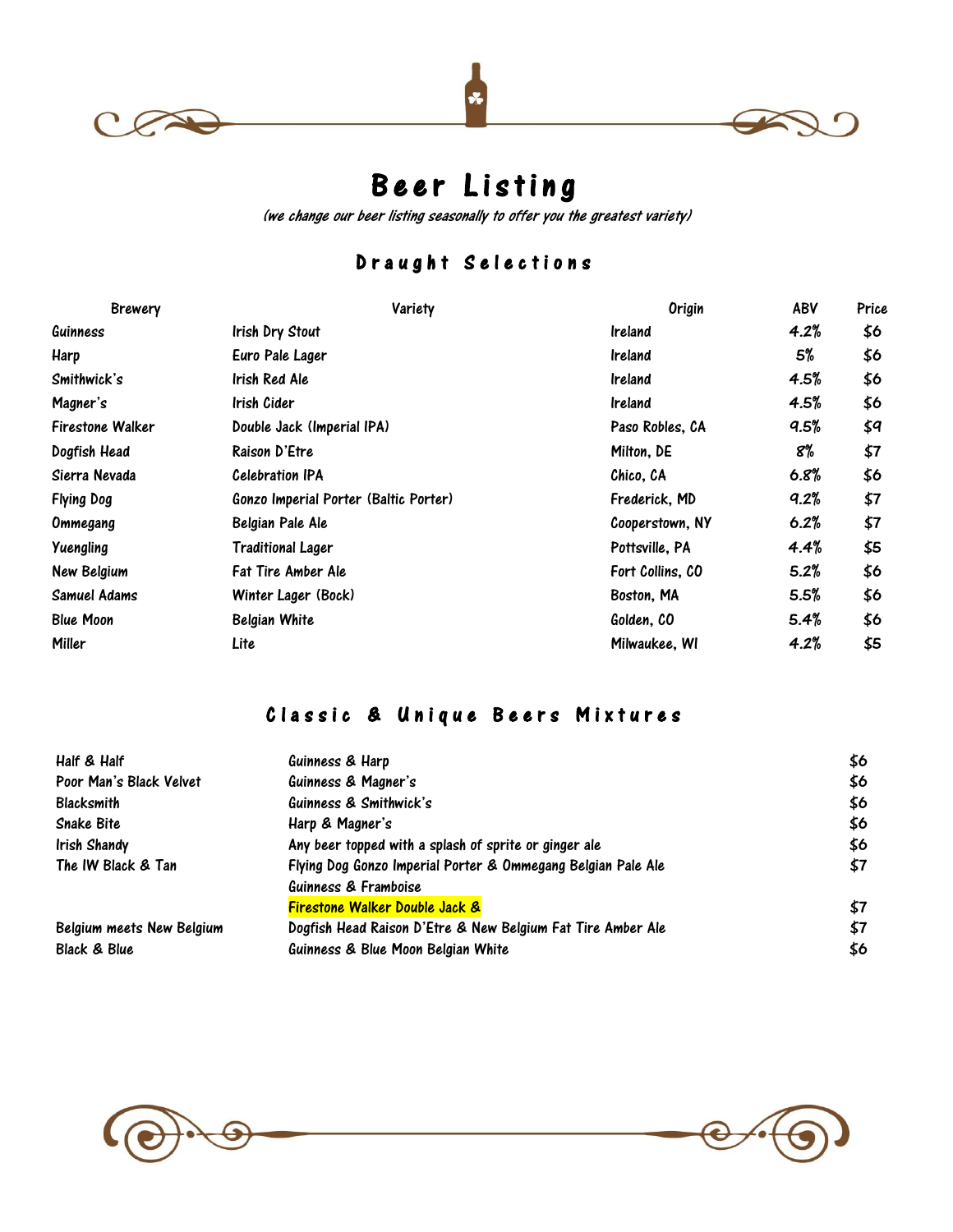# Beer Listing

*(we change our beer listing seasonally to offer you the greatest variety)*

## Draught Selections

| Brewery | Variety | Origin | ABV | Price |
|---|---|---|---|---|
| Guinness | Irish Dry Stout | Ireland | 4.2% | $6 |
| Harp | Euro Pale Lager | Ireland | 5% | $6 |
| Smithwick's | Irish Red Ale | Ireland | 4.5% | $6 |
| Magner's | Irish Cider | Ireland | 4.5% | $6 |
| Firestone Walker | Double Jack (Imperial IPA) | Paso Robles, CA | 9.5% | $9 |
| Dogfish Head | Raison D'Etre | Milton, DE | 8% | $7 |
| Sierra Nevada | Celebration IPA | Chico, CA | 6.8% | $6 |
| Flying Dog | Gonzo Imperial Porter (Baltic Porter) | Frederick, MD | 9.2% | $7 |
| Ommegang | Belgian Pale Ale | Cooperstown, NY | 6.2% | $7 |
| Yuengling | Traditional Lager | Pottsville, PA | 4.4% | $5 |
| New Belgium | Fat Tire Amber Ale | Fort Collins, CO | 5.2% | $6 |
| Samuel Adams | Winter Lager (Bock) | Boston, MA | 5.5% | $6 |
| Blue Moon | Belgian White | Golden, CO | 5.4% | $6 |
| Miller | Lite | Milwaukee, WI | 4.2% | $5 |

## Classic & Unique Beers Mixtures

| | | |
|---|---|---|
| Half & Half | Guinness & Harp | $6 |
| Poor Man's Black Velvet | Guinness & Magner's | $6 |
| Blacksmith | Guinness & Smithwick's | $6 |
| Snake Bite | Harp & Magner's | $6 |
| Irish Shandy | Any beer topped with a splash of sprite or ginger ale | $6 |
| The IW Black & Tan | Flying Dog Gonzo Imperial Porter & Ommegang Belgian Pale Ale | $7 |
| | Guinness & Framboise | |
| | Firestone Walker Double Jack & | $7 |
| Belgium meets New Belgium | Dogfish Head Raison D'Etre & New Belgium Fat Tire Amber Ale | $7 |
| Black & Blue | Guinness & Blue Moon Belgian White | $6 |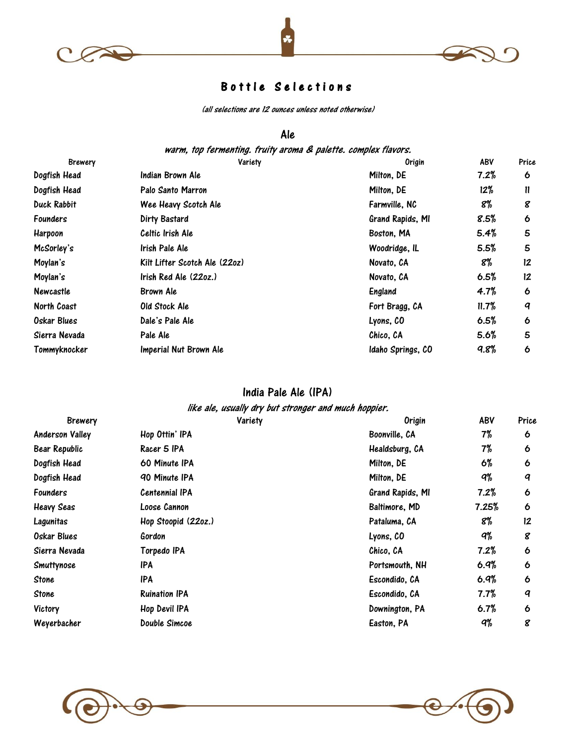# Bottle Selections

*(all selections are 12 ounces unless noted otherwise)*

## Ale

*warm, top fermenting. fruity aroma & palette. complex flavors.*

| Brewery | Variety | Origin | ABV | Price |
|---|---|---|---|---|
| Dogfish Head | Indian Brown Ale | Milton, DE | 7.2% | 6 |
| Dogfish Head | Palo Santo Marron | Milton, DE | 12% | 11 |
| Duck Rabbit | Wee Heavy Scotch Ale | Farmville, NC | 8% | 8 |
| Founders | Dirty Bastard | Grand Rapids, MI | 8.5% | 6 |
| Harpoon | Celtic Irish Ale | Boston, MA | 5.4% | 5 |
| McSorley's | Irish Pale Ale | Woodridge, IL | 5.5% | 5 |
| Moylan's | Kilt Lifter Scotch Ale (22oz) | Novato, CA | 8% | 12 |
| Moylan's | Irish Red Ale (22oz.) | Novato, CA | 6.5% | 12 |
| Newcastle | Brown Ale | England | 4.7% | 6 |
| North Coast | Old Stock Ale | Fort Bragg, CA | 11.7% | 9 |
| Oskar Blues | Dale's Pale Ale | Lyons, CO | 6.5% | 6 |
| Sierra Nevada | Pale Ale | Chico, CA | 5.6% | 5 |
| Tommyknocker | Imperial Nut Brown Ale | Idaho Springs, CO | 9.8% | 6 |

## India Pale Ale (IPA)

*like ale, usually dry but stronger and much hoppier.*

| Brewery | Variety | Origin | ABV | Price |
|---|---|---|---|---|
| Anderson Valley | Hop Ottin' IPA | Boonville, CA | 7% | 6 |
| Bear Republic | Racer 5 IPA | Healdsburg, CA | 7% | 6 |
| Dogfish Head | 60 Minute IPA | Milton, DE | 6% | 6 |
| Dogfish Head | 90 Minute IPA | Milton, DE | 9% | 9 |
| Founders | Centennial IPA | Grand Rapids, MI | 7.2% | 6 |
| Heavy Seas | Loose Cannon | Baltimore, MD | 7.25% | 6 |
| Lagunitas | Hop Stoopid (22oz.) | Pataluma, CA | 8% | 12 |
| Oskar Blues | Gordon | Lyons, CO | 9% | 8 |
| Sierra Nevada | Torpedo IPA | Chico, CA | 7.2% | 6 |
| Smuttynose | IPA | Portsmouth, NH | 6.9% | 6 |
| Stone | IPA | Escondido, CA | 6.9% | 6 |
| Stone | Ruination IPA | Escondido, CA | 7.7% | 9 |
| Victory | Hop Devil IPA | Downington, PA | 6.7% | 6 |
| Weyerbacher | Double Simcoe | Easton, PA | 9% | 8 |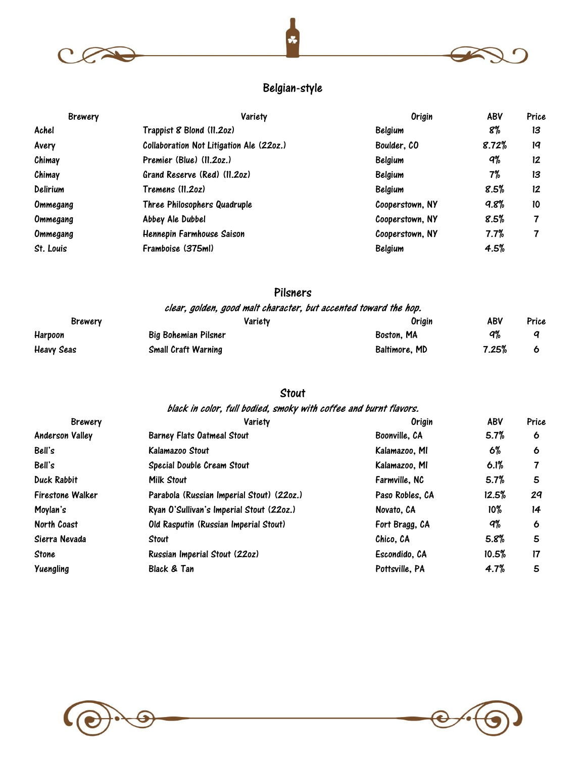## Belgian-style

| Brewery | Variety | Origin | ABV | Price |
|---|---|---|---|---|
| Achel | Trappist 8 Blond (11.2oz) | Belgium | 8% | 13 |
| Avery | Collaboration Not Litigation Ale (22oz.) | Boulder, CO | 8.72% | 19 |
| Chimay | Premier (Blue) (11.2oz.) | Belgium | 9% | 12 |
| Chimay | Grand Reserve (Red) (11.2oz) | Belgium | 7% | 13 |
| Delirium | Tremens (11.2oz) | Belgium | 8.5% | 12 |
| Ommegang | Three Philosophers Quadruple | Cooperstown, NY | 9.8% | 10 |
| Ommegang | Abbey Ale Dubbel | Cooperstown, NY | 8.5% | 7 |
| Ommegang | Hennepin Farmhouse Saison | Cooperstown, NY | 7.7% | 7 |
| St. Louis | Framboise (375ml) | Belgium | 4.5% | |

## Pilsners

*clear, golden, good malt character, but accented toward the hop.*

| Brewery | Variety | Origin | ABV | Price |
|---|---|---|---|---|
| Harpoon | Big Bohemian Pilsner | Boston, MA | 9% | 9 |
| Heavy Seas | Small Craft Warning | Baltimore, MD | 7.25% | 6 |

## Stout

*black in color, full bodied, smoky with coffee and burnt flavors.*

| Brewery | Variety | Origin | ABV | Price |
|---|---|---|---|---|
| Anderson Valley | Barney Flats Oatmeal Stout | Boonville, CA | 5.7% | 6 |
| Bell's | Kalamazoo Stout | Kalamazoo, MI | 6% | 6 |
| Bell's | Special Double Cream Stout | Kalamazoo, MI | 6.1% | 7 |
| Duck Rabbit | Milk Stout | Farmville, NC | 5.7% | 5 |
| Firestone Walker | Parabola (Russian Imperial Stout) (22oz.) | Paso Robles, CA | 12.5% | 29 |
| Moylan's | Ryan O'Sullivan's Imperial Stout (22oz.) | Novato, CA | 10% | 14 |
| North Coast | Old Rasputin (Russian Imperial Stout) | Fort Bragg, CA | 9% | 6 |
| Sierra Nevada | Stout | Chico, CA | 5.8% | 5 |
| Stone | Russian Imperial Stout (22oz) | Escondido, CA | 10.5% | 17 |
| Yuengling | Black & Tan | Pottsville, PA | 4.7% | 5 |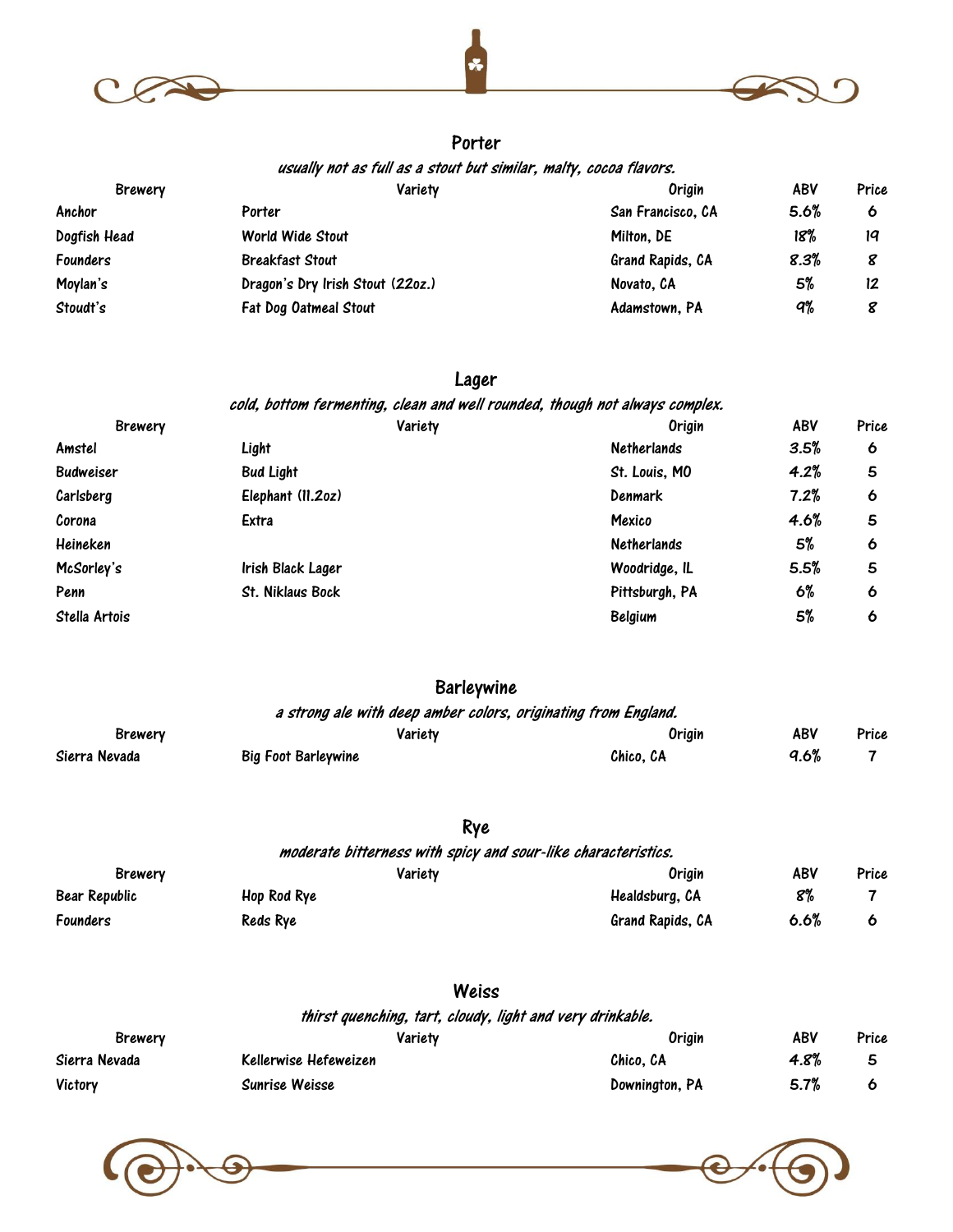## Porter

*usually not as full as a stout but similar, malty, cocoa flavors.*

| Brewery | Variety | Origin | ABV | Price |
|---|---|---|---|---|
| Anchor | Porter | San Francisco, CA | 5.6% | 6 |
| Dogfish Head | World Wide Stout | Milton, DE | 18% | 19 |
| Founders | Breakfast Stout | Grand Rapids, CA | 8.3% | 8 |
| Moylan's | Dragon's Dry Irish Stout (22oz.) | Novato, CA | 5% | 12 |
| Stoudt's | Fat Dog Oatmeal Stout | Adamstown, PA | 9% | 8 |

## Lager

*cold, bottom fermenting, clean and well rounded, though not always complex.*

| Brewery | Variety | Origin | ABV | Price |
|---|---|---|---|---|
| Amstel | Light | Netherlands | 3.5% | 6 |
| Budweiser | Bud Light | St. Louis, MO | 4.2% | 5 |
| Carlsberg | Elephant (11.2oz) | Denmark | 7.2% | 6 |
| Corona | Extra | Mexico | 4.6% | 5 |
| Heineken | | Netherlands | 5% | 6 |
| McSorley's | Irish Black Lager | Woodridge, IL | 5.5% | 5 |
| Penn | St. Niklaus Bock | Pittsburgh, PA | 6% | 6 |
| Stella Artois | | Belgium | 5% | 6 |

## Barleywine

*a strong ale with deep amber colors, originating from England.*

| Brewery | Variety | Origin | ABV | Price |
|---|---|---|---|---|
| Sierra Nevada | Big Foot Barleywine | Chico, CA | 9.6% | 7 |

## Rye

*moderate bitterness with spicy and sour-like characteristics.*

| Brewery | Variety | Origin | ABV | Price |
|---|---|---|---|---|
| Bear Republic | Hop Rod Rye | Healdsburg, CA | 8% | 7 |
| Founders | Reds Rye | Grand Rapids, CA | 6.6% | 6 |

## Weiss

*thirst quenching, tart, cloudy, light and very drinkable.*

| Brewery | Variety | Origin | ABV | Price |
|---|---|---|---|---|
| Sierra Nevada | Kellerwise Hefeweizen | Chico, CA | 4.8% | 5 |
| Victory | Sunrise Weisse | Downington, PA | 5.7% | 6 |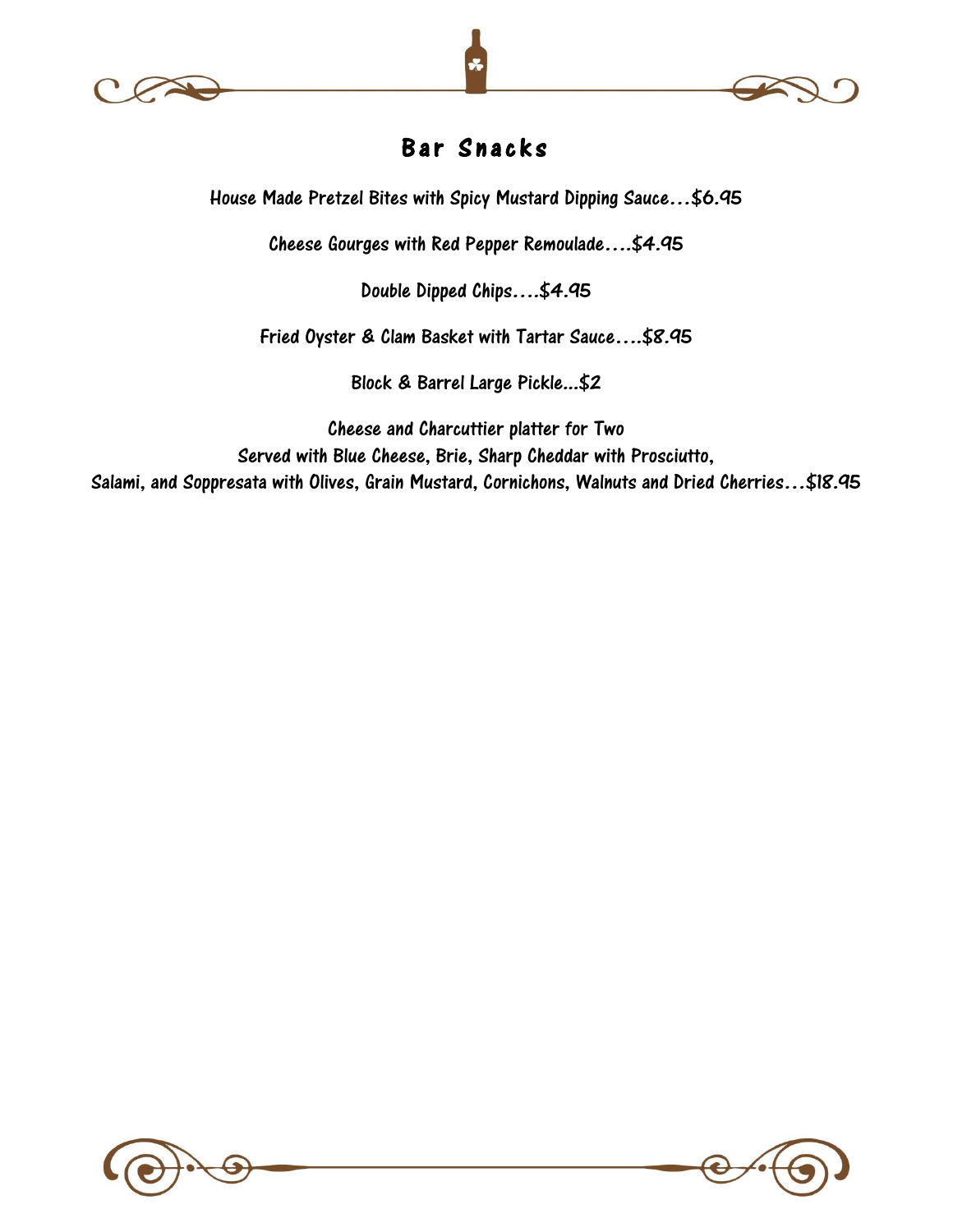# Bar Snacks

House Made Pretzel Bites with Spicy Mustard Dipping Sauce…$6.95

Cheese Gourges with Red Pepper Remoulade….$4.95

Double Dipped Chips….$4.95

Fried Oyster & Clam Basket with Tartar Sauce….$8.95

Block & Barrel Large Pickle...$2

Cheese and Charcuttier platter for Two
Served with Blue Cheese, Brie, Sharp Cheddar with Prosciutto,
Salami, and Soppresata with Olives, Grain Mustard, Cornichons, Walnuts and Dried Cherries…$18.95